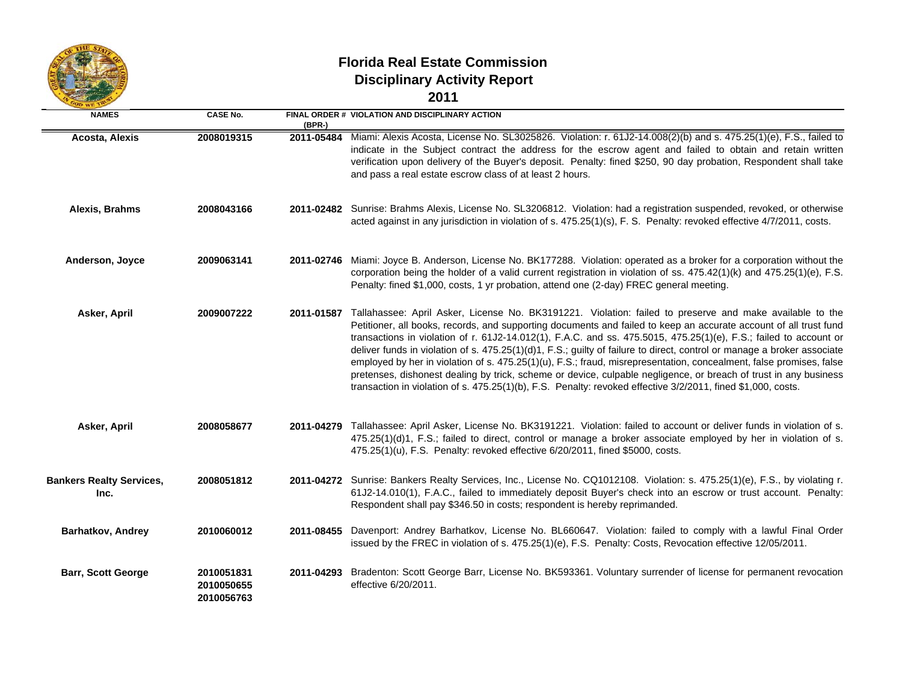# Florida Real Estate Commission
## Disciplinary Activity Report
## 2011

| NAMES | CASE No. | FINAL ORDER # (BPR-) | VIOLATION AND DISCIPLINARY ACTION |
|---|---|---|---|
| **Acosta, Alexis** | **2008019315** | **2011-05484** | Miami: Alexis Acosta, License No. SL3025826. Violation: r. 61J2-14.008(2)(b) and s. 475.25(1)(e), F.S., failed to indicate in the Subject contract the address for the escrow agent and failed to obtain and retain written verification upon delivery of the Buyer's deposit. Penalty: fined $250, 90 day probation, Respondent shall take and pass a real estate escrow class of at least 2 hours. |
| **Alexis, Brahms** | **2008043166** | **2011-02482** | Sunrise: Brahms Alexis, License No. SL3206812. Violation: had a registration suspended, revoked, or otherwise acted against in any jurisdiction in violation of s. 475.25(1)(s), F. S. Penalty: revoked effective 4/7/2011, costs. |
| **Anderson, Joyce** | **2009063141** | **2011-02746** | Miami: Joyce B. Anderson, License No. BK177288. Violation: operated as a broker for a corporation without the corporation being the holder of a valid current registration in violation of ss. 475.42(1)(k) and 475.25(1)(e), F.S. Penalty: fined $1,000, costs, 1 yr probation, attend one (2-day) FREC general meeting. |
| **Asker, April** | **2009007222** | **2011-01587** | Tallahassee: April Asker, License No. BK3191221. Violation: failed to preserve and make available to the Petitioner, all books, records, and supporting documents and failed to keep an accurate account of all trust fund transactions in violation of r. 61J2-14.012(1), F.A.C. and ss. 475.5015, 475.25(1)(e), F.S.; failed to account or deliver funds in violation of s. 475.25(1)(d)1, F.S.; guilty of failure to direct, control or manage a broker associate employed by her in violation of s. 475.25(1)(u), F.S.; fraud, misrepresentation, concealment, false promises, false pretenses, dishonest dealing by trick, scheme or device, culpable negligence, or breach of trust in any business transaction in violation of s. 475.25(1)(b), F.S. Penalty: revoked effective 3/2/2011, fined $1,000, costs. |
| **Asker, April** | **2008058677** | **2011-04279** | Tallahassee: April Asker, License No. BK3191221. Violation: failed to account or deliver funds in violation of s. 475.25(1)(d)1, F.S.; failed to direct, control or manage a broker associate employed by her in violation of s. 475.25(1)(u), F.S. Penalty: revoked effective 6/20/2011, fined $5000, costs. |
| **Bankers Realty Services, Inc.** | **2008051812** | **2011-04272** | Sunrise: Bankers Realty Services, Inc., License No. CQ1012108. Violation: s. 475.25(1)(e), F.S., by violating r. 61J2-14.010(1), F.A.C., failed to immediately deposit Buyer's check into an escrow or trust account. Penalty: Respondent shall pay $346.50 in costs; respondent is hereby reprimanded. |
| **Barhatkov, Andrey** | **2010060012** | **2011-08455** | Davenport: Andrey Barhatkov, License No. BL660647. Violation: failed to comply with a lawful Final Order issued by the FREC in violation of s. 475.25(1)(e), F.S. Penalty: Costs, Revocation effective 12/05/2011. |
| **Barr, Scott George** | **2010051831 2010050655 2010056763** | **2011-04293** | Bradenton: Scott George Barr, License No. BK593361. Voluntary surrender of license for permanent revocation effective 6/20/2011. |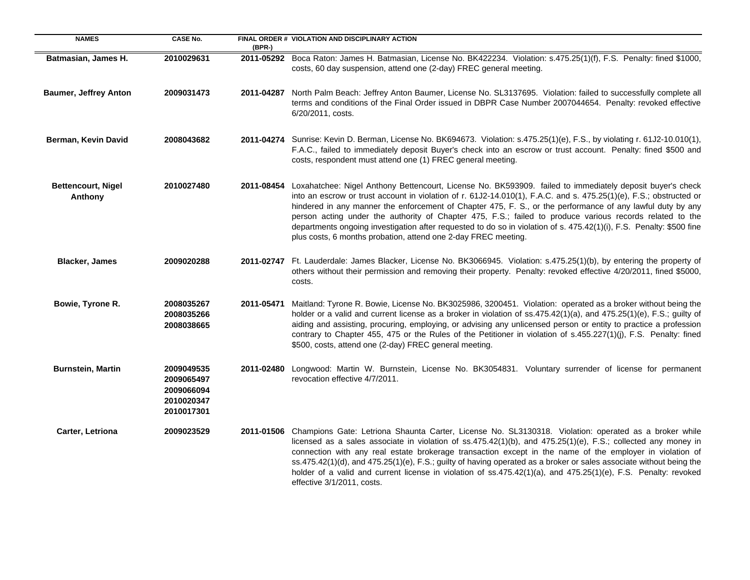| NAMES | CASE No. | FINAL ORDER # (BPR-) | VIOLATION AND DISCIPLINARY ACTION |
|---|---|---|---|
| **Batmasian, James H.** | **2010029631** | **2011-05292** | Boca Raton: James H. Batmasian, License No. BK422234. Violation: s.475.25(1)(f), F.S. Penalty: fined $1000, costs, 60 day suspension, attend one (2-day) FREC general meeting. |
| **Baumer, Jeffrey Anton** | **2009031473** | **2011-04287** | North Palm Beach: Jeffrey Anton Baumer, License No. SL3137695. Violation: failed to successfully complete all terms and conditions of the Final Order issued in DBPR Case Number 2007044654. Penalty: revoked effective 6/20/2011, costs. |
| **Berman, Kevin David** | **2008043682** | **2011-04274** | Sunrise: Kevin D. Berman, License No. BK694673. Violation: s.475.25(1)(e), F.S., by violating r. 61J2-10.010(1), F.A.C., failed to immediately deposit Buyer's check into an escrow or trust account. Penalty: fined $500 and costs, respondent must attend one (1) FREC general meeting. |
| **Bettencourt, Nigel Anthony** | **2010027480** | **2011-08454** | Loxahatchee: Nigel Anthony Bettencourt, License No. BK593909. failed to immediately deposit buyer's check into an escrow or trust account in violation of r. 61J2-14.010(1), F.A.C. and s. 475.25(1)(e), F.S.; obstructed or hindered in any manner the enforcement of Chapter 475, F. S., or the performance of any lawful duty by any person acting under the authority of Chapter 475, F.S.; failed to produce various records related to the departments ongoing investigation after requested to do so in violation of s. 475.42(1)(i), F.S. Penalty: $500 fine plus costs, 6 months probation, attend one 2-day FREC meeting. |
| **Blacker, James** | **2009020288** | **2011-02747** | Ft. Lauderdale: James Blacker, License No. BK3066945. Violation: s.475.25(1)(b), by entering the property of others without their permission and removing their property. Penalty: revoked effective 4/20/2011, fined $5000, costs. |
| **Bowie, Tyrone R.** | **2008035267 2008035266 2008038665** | **2011-05471** | Maitland: Tyrone R. Bowie, License No. BK3025986, 3200451. Violation: operated as a broker without being the holder or a valid and current license as a broker in violation of ss.475.42(1)(a), and 475.25(1)(e), F.S.; guilty of aiding and assisting, procuring, employing, or advising any unlicensed person or entity to practice a profession contrary to Chapter 455, 475 or the Rules of the Petitioner in violation of s.455.227(1)(j), F.S. Penalty: fined $500, costs, attend one (2-day) FREC general meeting. |
| **Burnstein, Martin** | **2009049535 2009065497 2009066094 2010020347 2010017301** | **2011-02480** | Longwood: Martin W. Burnstein, License No. BK3054831. Voluntary surrender of license for permanent revocation effective 4/7/2011. |
| **Carter, Letriona** | **2009023529** | **2011-01506** | Champions Gate: Letriona Shaunta Carter, License No. SL3130318. Violation: operated as a broker while licensed as a sales associate in violation of ss.475.42(1)(b), and 475.25(1)(e), F.S.; collected any money in connection with any real estate brokerage transaction except in the name of the employer in violation of ss.475.42(1)(d), and 475.25(1)(e), F.S.; guilty of having operated as a broker or sales associate without being the holder of a valid and current license in violation of ss.475.42(1)(a), and 475.25(1)(e), F.S. Penalty: revoked effective 3/1/2011, costs. |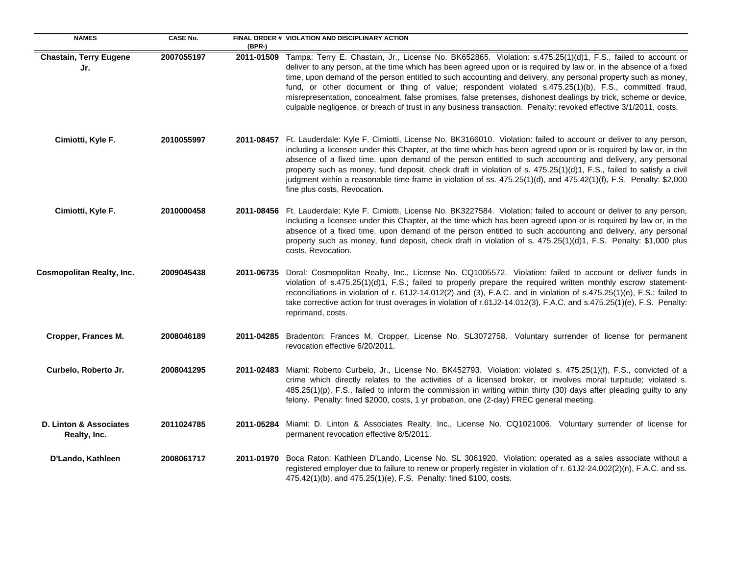| NAMES | CASE No. | FINAL ORDER # (BPR-) | VIOLATION AND DISCIPLINARY ACTION |
|---|---|---|---|
| **Chastain, Terry Eugene Jr.** | **2007055197** | **2011-01509** | Tampa: Terry E. Chastain, Jr., License No. BK652865. Violation: s.475.25(1)(d)1, F.S., failed to account or deliver to any person, at the time which has been agreed upon or is required by law or, in the absence of a fixed time, upon demand of the person entitled to such accounting and delivery, any personal property such as money, fund, or other document or thing of value; respondent violated s.475.25(1)(b), F.S., committed fraud, misrepresentation, concealment, false promises, false pretenses, dishonest dealings by trick, scheme or device, culpable negligence, or breach of trust in any business transaction. Penalty: revoked effective 3/1/2011, costs. |
| **Cimiotti, Kyle F.** | **2010055997** | **2011-08457** | Ft. Lauderdale: Kyle F. Cimiotti, License No. BK3166010. Violation: failed to account or deliver to any person, including a licensee under this Chapter, at the time which has been agreed upon or is required by law or, in the absence of a fixed time, upon demand of the person entitled to such accounting and delivery, any personal property such as money, fund deposit, check draft in violation of s. 475.25(1)(d)1, F.S., failed to satisfy a civil judgment within a reasonable time frame in violation of ss. 475.25(1)(d), and 475.42(1)(f), F.S. Penalty: $2,000 fine plus costs, Revocation. |
| **Cimiotti, Kyle F.** | **2010000458** | **2011-08456** | Ft. Lauderdale: Kyle F. Cimiotti, License No. BK3227584. Violation: failed to account or deliver to any person, including a licensee under this Chapter, at the time which has been agreed upon or is required by law or, in the absence of a fixed time, upon demand of the person entitled to such accounting and delivery, any personal property such as money, fund deposit, check draft in violation of s. 475.25(1)(d)1, F.S. Penalty: $1,000 plus costs, Revocation. |
| **Cosmopolitan Realty, Inc.** | **2009045438** | **2011-06735** | Doral: Cosmopolitan Realty, Inc., License No. CQ1005572. Violation: failed to account or deliver funds in violation of s.475.25(1)(d)1, F.S.; failed to properly prepare the required written monthly escrow statement-reconciliations in violation of r. 61J2-14.012(2) and (3), F.A.C. and in violation of s.475.25(1)(e), F.S.; failed to take corrective action for trust overages in violation of r.61J2-14.012(3), F.A.C. and s.475.25(1)(e), F.S. Penalty: reprimand, costs. |
| **Cropper, Frances M.** | **2008046189** | **2011-04285** | Bradenton: Frances M. Cropper, License No. SL3072758. Voluntary surrender of license for permanent revocation effective 6/20/2011. |
| **Curbelo, Roberto Jr.** | **2008041295** | **2011-02483** | Miami: Roberto Curbelo, Jr., License No. BK452793. Violation: violated s. 475.25(1)(f), F.S., convicted of a crime which directly relates to the activities of a licensed broker, or involves moral turpitude; violated s. 485.25(1)(p), F.S., failed to inform the commission in writing within thirty (30) days after pleading guilty to any felony. Penalty: fined $2000, costs, 1 yr probation, one (2-day) FREC general meeting. |
| **D. Linton & Associates Realty, Inc.** | **2011024785** | **2011-05284** | Miami: D. Linton & Associates Realty, Inc., License No. CQ1021006. Voluntary surrender of license for permanent revocation effective 8/5/2011. |
| **D'Lando, Kathleen** | **2008061717** | **2011-01970** | Boca Raton: Kathleen D'Lando, License No. SL 3061920. Violation: operated as a sales associate without a registered employer due to failure to renew or properly register in violation of r. 61J2-24.002(2)(n), F.A.C. and ss. 475.42(1)(b), and 475.25(1)(e), F.S. Penalty: fined $100, costs. |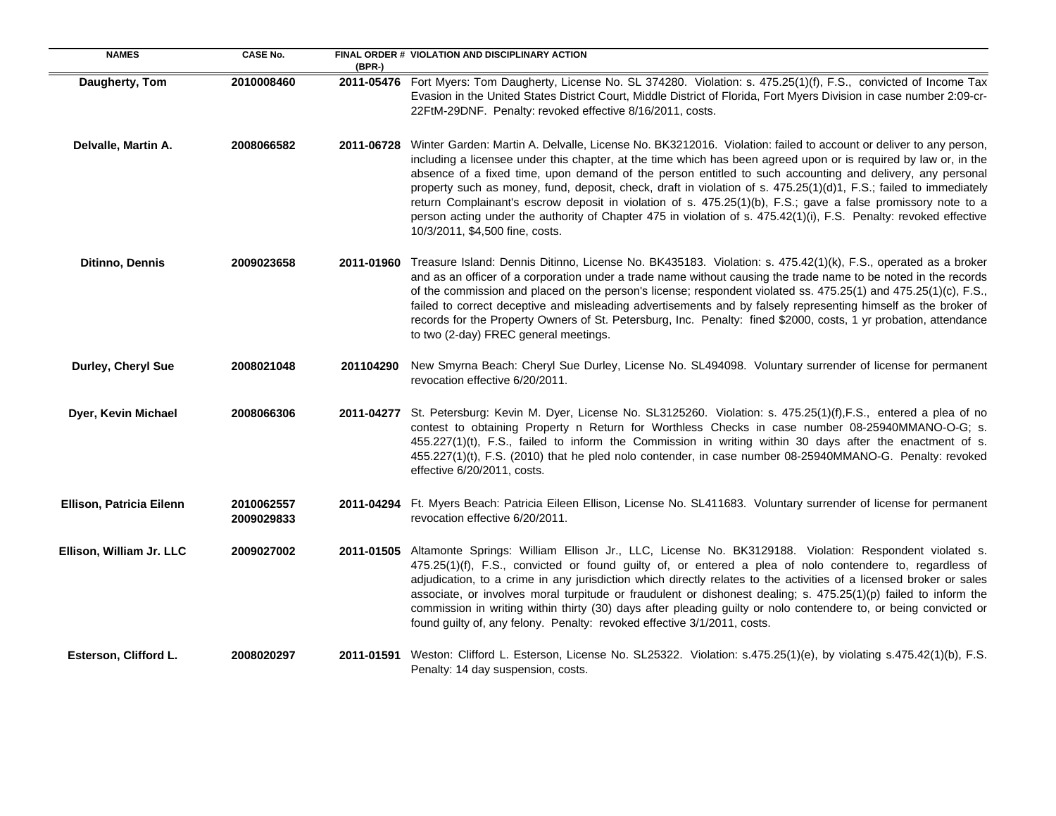| NAMES | CASE No. | FINAL ORDER # (BPR-) | VIOLATION AND DISCIPLINARY ACTION |
|---|---|---|---|
| **Daugherty, Tom** | **2010008460** | **2011-05476** | Fort Myers: Tom Daugherty, License No. SL 374280. Violation: s. 475.25(1)(f), F.S., convicted of Income Tax Evasion in the United States District Court, Middle District of Florida, Fort Myers Division in case number 2:09-cr-22FtM-29DNF. Penalty: revoked effective 8/16/2011, costs. |
| **Delvalle, Martin A.** | **2008066582** | **2011-06728** | Winter Garden: Martin A. Delvalle, License No. BK3212016. Violation: failed to account or deliver to any person, including a licensee under this chapter, at the time which has been agreed upon or is required by law or, in the absence of a fixed time, upon demand of the person entitled to such accounting and delivery, any personal property such as money, fund, deposit, check, draft in violation of s. 475.25(1)(d)1, F.S.; failed to immediately return Complainant's escrow deposit in violation of s. 475.25(1)(b), F.S.; gave a false promissory note to a person acting under the authority of Chapter 475 in violation of s. 475.42(1)(i), F.S. Penalty: revoked effective 10/3/2011, $4,500 fine, costs. |
| **Ditinno, Dennis** | **2009023658** | **2011-01960** | Treasure Island: Dennis Ditinno, License No. BK435183. Violation: s. 475.42(1)(k), F.S., operated as a broker and as an officer of a corporation under a trade name without causing the trade name to be noted in the records of the commission and placed on the person's license; respondent violated ss. 475.25(1) and 475.25(1)(c), F.S., failed to correct deceptive and misleading advertisements and by falsely representing himself as the broker of records for the Property Owners of St. Petersburg, Inc. Penalty: fined $2000, costs, 1 yr probation, attendance to two (2-day) FREC general meetings. |
| **Durley, Cheryl Sue** | **2008021048** | **201104290** | New Smyrna Beach: Cheryl Sue Durley, License No. SL494098. Voluntary surrender of license for permanent revocation effective 6/20/2011. |
| **Dyer, Kevin Michael** | **2008066306** | **2011-04277** | St. Petersburg: Kevin M. Dyer, License No. SL3125260. Violation: s. 475.25(1)(f),F.S., entered a plea of no contest to obtaining Property n Return for Worthless Checks in case number 08-25940MMANO-O-G; s. 455.227(1)(t), F.S., failed to inform the Commission in writing within 30 days after the enactment of s. 455.227(1)(t), F.S. (2010) that he pled nolo contender, in case number 08-25940MMANO-G. Penalty: revoked effective 6/20/2011, costs. |
| **Ellison, Patricia Eilenn** | **2010062557 2009029833** | **2011-04294** | Ft. Myers Beach: Patricia Eileen Ellison, License No. SL411683. Voluntary surrender of license for permanent revocation effective 6/20/2011. |
| **Ellison, William Jr. LLC** | **2009027002** | **2011-01505** | Altamonte Springs: William Ellison Jr., LLC, License No. BK3129188. Violation: Respondent violated s. 475.25(1)(f), F.S., convicted or found guilty of, or entered a plea of nolo contendere to, regardless of adjudication, to a crime in any jurisdiction which directly relates to the activities of a licensed broker or sales associate, or involves moral turpitude or fraudulent or dishonest dealing; s. 475.25(1)(p) failed to inform the commission in writing within thirty (30) days after pleading guilty or nolo contendere to, or being convicted or found guilty of, any felony. Penalty: revoked effective 3/1/2011, costs. |
| **Esterson, Clifford L.** | **2008020297** | **2011-01591** | Weston: Clifford L. Esterson, License No. SL25322. Violation: s.475.25(1)(e), by violating s.475.42(1)(b), F.S. Penalty: 14 day suspension, costs. |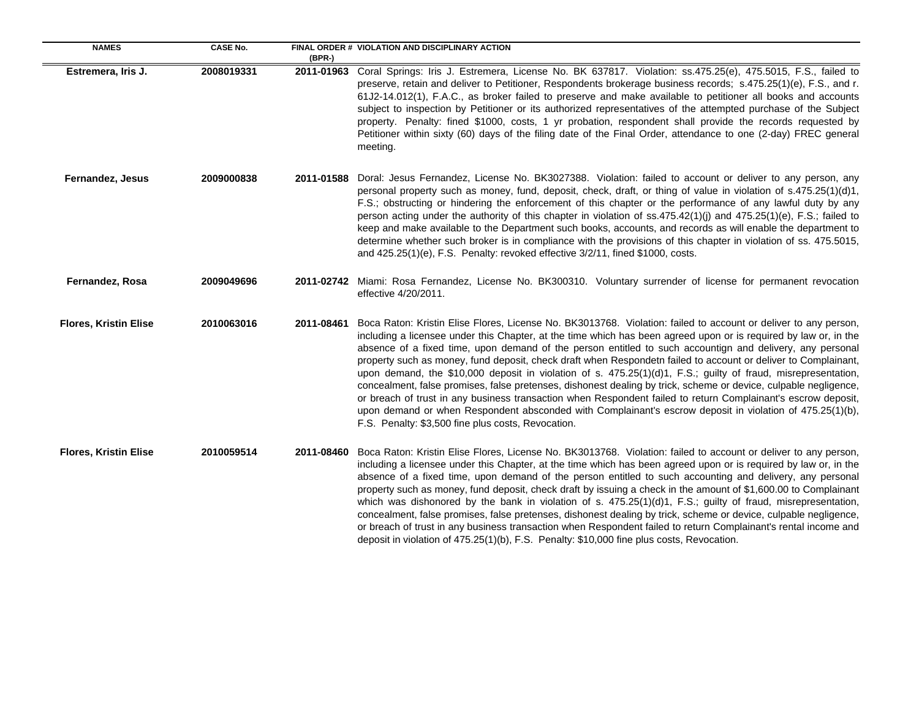| NAMES | CASE No. | FINAL ORDER # (BPR-) | VIOLATION AND DISCIPLINARY ACTION |
|---|---|---|---|
| **Estremera, Iris J.** | **2008019331** | **2011-01963** | Coral Springs: Iris J. Estremera, License No. BK 637817. Violation: ss.475.25(e), 475.5015, F.S., failed to preserve, retain and deliver to Petitioner, Respondents brokerage business records; s.475.25(1)(e), F.S., and r. 61J2-14.012(1), F.A.C., as broker failed to preserve and make available to petitioner all books and accounts subject to inspection by Petitioner or its authorized representatives of the attempted purchase of the Subject property. Penalty: fined $1000, costs, 1 yr probation, respondent shall provide the records requested by Petitioner within sixty (60) days of the filing date of the Final Order, attendance to one (2-day) FREC general meeting. |
| **Fernandez, Jesus** | **2009000838** | **2011-01588** | Doral: Jesus Fernandez, License No. BK3027388. Violation: failed to account or deliver to any person, any personal property such as money, fund, deposit, check, draft, or thing of value in violation of s.475.25(1)(d)1, F.S.; obstructing or hindering the enforcement of this chapter or the performance of any lawful duty by any person acting under the authority of this chapter in violation of ss.475.42(1)(j) and 475.25(1)(e), F.S.; failed to keep and make available to the Department such books, accounts, and records as will enable the department to determine whether such broker is in compliance with the provisions of this chapter in violation of ss. 475.5015, and 425.25(1)(e), F.S. Penalty: revoked effective 3/2/11, fined $1000, costs. |
| **Fernandez, Rosa** | **2009049696** | **2011-02742** | Miami: Rosa Fernandez, License No. BK300310. Voluntary surrender of license for permanent revocation effective 4/20/2011. |
| **Flores, Kristin Elise** | **2010063016** | **2011-08461** | Boca Raton: Kristin Elise Flores, License No. BK3013768. Violation: failed to account or deliver to any person, including a licensee under this Chapter, at the time which has been agreed upon or is required by law or, in the absence of a fixed time, upon demand of the person entitled to such accountign and delivery, any personal property such as money, fund deposit, check draft when Respondetn failed to account or deliver to Complainant, upon demand, the $10,000 deposit in violation of s. 475.25(1)(d)1, F.S.; guilty of fraud, misrepresentation, concealment, false promises, false pretenses, dishonest dealing by trick, scheme or device, culpable negligence, or breach of trust in any business transaction when Respondent failed to return Complainant's escrow deposit, upon demand or when Respondent absconded with Complainant's escrow deposit in violation of 475.25(1)(b), F.S. Penalty: $3,500 fine plus costs, Revocation. |
| **Flores, Kristin Elise** | **2010059514** | **2011-08460** | Boca Raton: Kristin Elise Flores, License No. BK3013768. Violation: failed to account or deliver to any person, including a licensee under this Chapter, at the time which has been agreed upon or is required by law or, in the absence of a fixed time, upon demand of the person entitled to such accounting and delivery, any personal property such as money, fund deposit, check draft by issuing a check in the amount of $1,600.00 to Complainant which was dishonored by the bank in violation of s. 475.25(1)(d)1, F.S.; guilty of fraud, misrepresentation, concealment, false promises, false pretenses, dishonest dealing by trick, scheme or device, culpable negligence, or breach of trust in any business transaction when Respondent failed to return Complainant's rental income and deposit in violation of 475.25(1)(b), F.S. Penalty: $10,000 fine plus costs, Revocation. |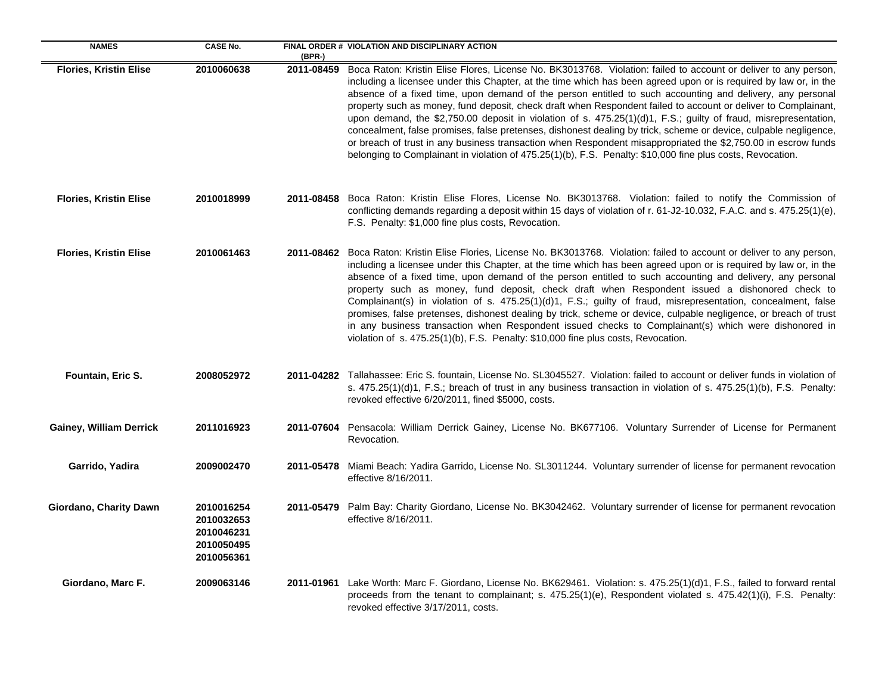| NAMES | CASE No. | FINAL ORDER # (BPR-) | VIOLATION AND DISCIPLINARY ACTION |
|---|---|---|---|
| **Flories, Kristin Elise** | **2010060638** | **2011-08459** | Boca Raton: Kristin Elise Flores, License No. BK3013768. Violation: failed to account or deliver to any person, including a licensee under this Chapter, at the time which has been agreed upon or is required by law or, in the absence of a fixed time, upon demand of the person entitled to such accounting and delivery, any personal property such as money, fund deposit, check draft when Respondent failed to account or deliver to Complainant, upon demand, the $2,750.00 deposit in violation of s. 475.25(1)(d)1, F.S.; guilty of fraud, misrepresentation, concealment, false promises, false pretenses, dishonest dealing by trick, scheme or device, culpable negligence, or breach of trust in any business transaction when Respondent misappropriated the $2,750.00 in escrow funds belonging to Complainant in violation of 475.25(1)(b), F.S. Penalty: $10,000 fine plus costs, Revocation. |
| **Flories, Kristin Elise** | **2010018999** | **2011-08458** | Boca Raton: Kristin Elise Flores, License No. BK3013768. Violation: failed to notify the Commission of conflicting demands regarding a deposit within 15 days of violation of r. 61-J2-10.032, F.A.C. and s. 475.25(1)(e), F.S. Penalty: $1,000 fine plus costs, Revocation. |
| **Flories, Kristin Elise** | **2010061463** | **2011-08462** | Boca Raton: Kristin Elise Flories, License No. BK3013768. Violation: failed to account or deliver to any person, including a licensee under this Chapter, at the time which has been agreed upon or is required by law or, in the absence of a fixed time, upon demand of the person entitled to such accounting and delivery, any personal property such as money, fund deposit, check draft when Respondent issued a dishonored check to Complainant(s) in violation of s. 475.25(1)(d)1, F.S.; guilty of fraud, misrepresentation, concealment, false promises, false pretenses, dishonest dealing by trick, scheme or device, culpable negligence, or breach of trust in any business transaction when Respondent issued checks to Complainant(s) which were dishonored in violation of s. 475.25(1)(b), F.S. Penalty: $10,000 fine plus costs, Revocation. |
| **Fountain, Eric S.** | **2008052972** | **2011-04282** | Tallahassee: Eric S. fountain, License No. SL3045527. Violation: failed to account or deliver funds in violation of s. 475.25(1)(d)1, F.S.; breach of trust in any business transaction in violation of s. 475.25(1)(b), F.S. Penalty: revoked effective 6/20/2011, fined $5000, costs. |
| **Gainey, William Derrick** | **2011016923** | **2011-07604** | Pensacola: William Derrick Gainey, License No. BK677106. Voluntary Surrender of License for Permanent Revocation. |
| **Garrido, Yadira** | **2009002470** | **2011-05478** | Miami Beach: Yadira Garrido, License No. SL3011244. Voluntary surrender of license for permanent revocation effective 8/16/2011. |
| **Giordano, Charity Dawn** | **2010016254 2010032653 2010046231 2010050495 2010056361** | **2011-05479** | Palm Bay: Charity Giordano, License No. BK3042462. Voluntary surrender of license for permanent revocation effective 8/16/2011. |
| **Giordano, Marc F.** | **2009063146** | **2011-01961** | Lake Worth: Marc F. Giordano, License No. BK629461. Violation: s. 475.25(1)(d)1, F.S., failed to forward rental proceeds from the tenant to complainant; s. 475.25(1)(e), Respondent violated s. 475.42(1)(i), F.S. Penalty: revoked effective 3/17/2011, costs. |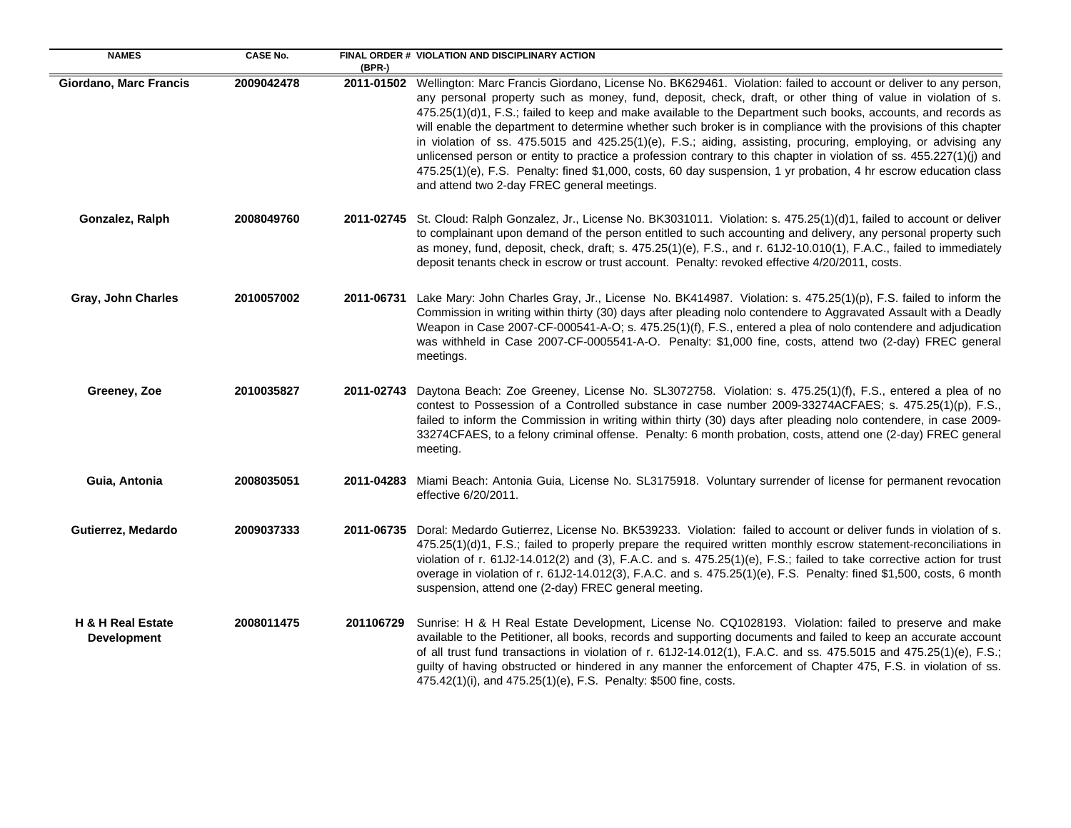| NAMES | CASE No. | FINAL ORDER # (BPR-) | VIOLATION AND DISCIPLINARY ACTION |
|---|---|---|---|
| **Giordano, Marc Francis** | **2009042478** | **2011-01502** | Wellington: Marc Francis Giordano, License No. BK629461. Violation: failed to account or deliver to any person, any personal property such as money, fund, deposit, check, draft, or other thing of value in violation of s. 475.25(1)(d)1, F.S.; failed to keep and make available to the Department such books, accounts, and records as will enable the department to determine whether such broker is in compliance with the provisions of this chapter in violation of ss. 475.5015 and 425.25(1)(e), F.S.; aiding, assisting, procuring, employing, or advising any unlicensed person or entity to practice a profession contrary to this chapter in violation of ss. 455.227(1)(j) and 475.25(1)(e), F.S. Penalty: fined $1,000, costs, 60 day suspension, 1 yr probation, 4 hr escrow education class and attend two 2-day FREC general meetings. |
| **Gonzalez, Ralph** | **2008049760** | **2011-02745** | St. Cloud: Ralph Gonzalez, Jr., License No. BK3031011. Violation: s. 475.25(1)(d)1, failed to account or deliver to complainant upon demand of the person entitled to such accounting and delivery, any personal property such as money, fund, deposit, check, draft; s. 475.25(1)(e), F.S., and r. 61J2-10.010(1), F.A.C., failed to immediately deposit tenants check in escrow or trust account. Penalty: revoked effective 4/20/2011, costs. |
| **Gray, John Charles** | **2010057002** | **2011-06731** | Lake Mary: John Charles Gray, Jr., License No. BK414987. Violation: s. 475.25(1)(p), F.S. failed to inform the Commission in writing within thirty (30) days after pleading nolo contendere to Aggravated Assault with a Deadly Weapon in Case 2007-CF-000541-A-O; s. 475.25(1)(f), F.S., entered a plea of nolo contendere and adjudication was withheld in Case 2007-CF-0005541-A-O. Penalty: $1,000 fine, costs, attend two (2-day) FREC general meetings. |
| **Greeney, Zoe** | **2010035827** | **2011-02743** | Daytona Beach: Zoe Greeney, License No. SL3072758. Violation: s. 475.25(1)(f), F.S., entered a plea of no contest to Possession of a Controlled substance in case number 2009-33274ACFAES; s. 475.25(1)(p), F.S., failed to inform the Commission in writing within thirty (30) days after pleading nolo contendere, in case 2009-33274CFAES, to a felony criminal offense. Penalty: 6 month probation, costs, attend one (2-day) FREC general meeting. |
| **Guia, Antonia** | **2008035051** | **2011-04283** | Miami Beach: Antonia Guia, License No. SL3175918. Voluntary surrender of license for permanent revocation effective 6/20/2011. |
| **Gutierrez, Medardo** | **2009037333** | **2011-06735** | Doral: Medardo Gutierrez, License No. BK539233. Violation: failed to account or deliver funds in violation of s. 475.25(1)(d)1, F.S.; failed to properly prepare the required written monthly escrow statement-reconciliations in violation of r. 61J2-14.012(2) and (3), F.A.C. and s. 475.25(1)(e), F.S.; failed to take corrective action for trust overage in violation of r. 61J2-14.012(3), F.A.C. and s. 475.25(1)(e), F.S. Penalty: fined $1,500, costs, 6 month suspension, attend one (2-day) FREC general meeting. |
| **H & H Real Estate Development** | **2008011475** | **201106729** | Sunrise: H & H Real Estate Development, License No. CQ1028193. Violation: failed to preserve and make available to the Petitioner, all books, records and supporting documents and failed to keep an accurate account of all trust fund transactions in violation of r. 61J2-14.012(1), F.A.C. and ss. 475.5015 and 475.25(1)(e), F.S.; guilty of having obstructed or hindered in any manner the enforcement of Chapter 475, F.S. in violation of ss. 475.42(1)(i), and 475.25(1)(e), F.S. Penalty: $500 fine, costs. |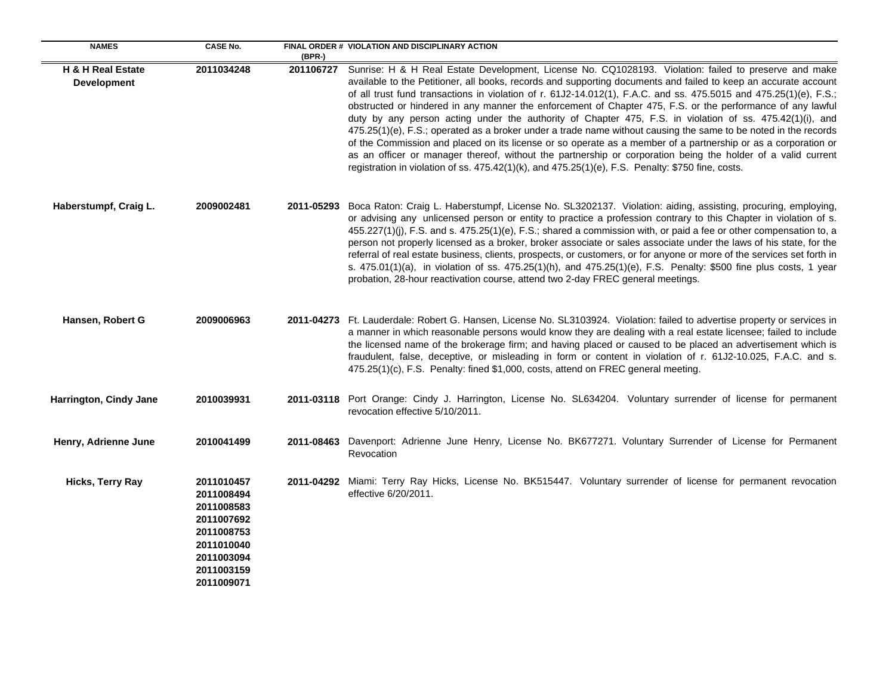| NAMES | CASE No. | FINAL ORDER # (BPR-) | VIOLATION AND DISCIPLINARY ACTION |
|---|---|---|---|
| **H & H Real Estate Development** | **2011034248** | **201106727** | Sunrise: H & H Real Estate Development, License No. CQ1028193. Violation: failed to preserve and make available to the Petitioner, all books, records and supporting documents and failed to keep an accurate account of all trust fund transactions in violation of r. 61J2-14.012(1), F.A.C. and ss. 475.5015 and 475.25(1)(e), F.S.; obstructed or hindered in any manner the enforcement of Chapter 475, F.S. or the performance of any lawful duty by any person acting under the authority of Chapter 475, F.S. in violation of ss. 475.42(1)(i), and 475.25(1)(e), F.S.; operated as a broker under a trade name without causing the same to be noted in the records of the Commission and placed on its license or so operate as a member of a partnership or as a corporation or as an officer or manager thereof, without the partnership or corporation being the holder of a valid current registration in violation of ss. 475.42(1)(k), and 475.25(1)(e), F.S. Penalty: $750 fine, costs. |
| **Haberstumpf, Craig L.** | **2009002481** | **2011-05293** | Boca Raton: Craig L. Haberstumpf, License No. SL3202137. Violation: aiding, assisting, procuring, employing, or advising any unlicensed person or entity to practice a profession contrary to this Chapter in violation of s. 455.227(1)(j), F.S. and s. 475.25(1)(e), F.S.; shared a commission with, or paid a fee or other compensation to, a person not properly licensed as a broker, broker associate or sales associate under the laws of his state, for the referral of real estate business, clients, prospects, or customers, or for anyone or more of the services set forth in s. 475.01(1)(a), in violation of ss. 475.25(1)(h), and 475.25(1)(e), F.S. Penalty: $500 fine plus costs, 1 year probation, 28-hour reactivation course, attend two 2-day FREC general meetings. |
| **Hansen, Robert G** | **2009006963** | **2011-04273** | Ft. Lauderdale: Robert G. Hansen, License No. SL3103924. Violation: failed to advertise property or services in a manner in which reasonable persons would know they are dealing with a real estate licensee; failed to include the licensed name of the brokerage firm; and having placed or caused to be placed an advertisement which is fraudulent, false, deceptive, or misleading in form or content in violation of r. 61J2-10.025, F.A.C. and s. 475.25(1)(c), F.S. Penalty: fined $1,000, costs, attend on FREC general meeting. |
| **Harrington, Cindy Jane** | **2010039931** | **2011-03118** | Port Orange: Cindy J. Harrington, License No. SL634204. Voluntary surrender of license for permanent revocation effective 5/10/2011. |
| **Henry, Adrienne June** | **2010041499** | **2011-08463** | Davenport: Adrienne June Henry, License No. BK677271. Voluntary Surrender of License for Permanent Revocation |
| **Hicks, Terry Ray** | **2011010457**<br>**2011008494**<br>**2011008583**<br>**2011007692**<br>**2011008753**<br>**2011010040**<br>**2011003094**<br>**2011003159**<br>**2011009071** | **2011-04292** | Miami: Terry Ray Hicks, License No. BK515447. Voluntary surrender of license for permanent revocation effective 6/20/2011. |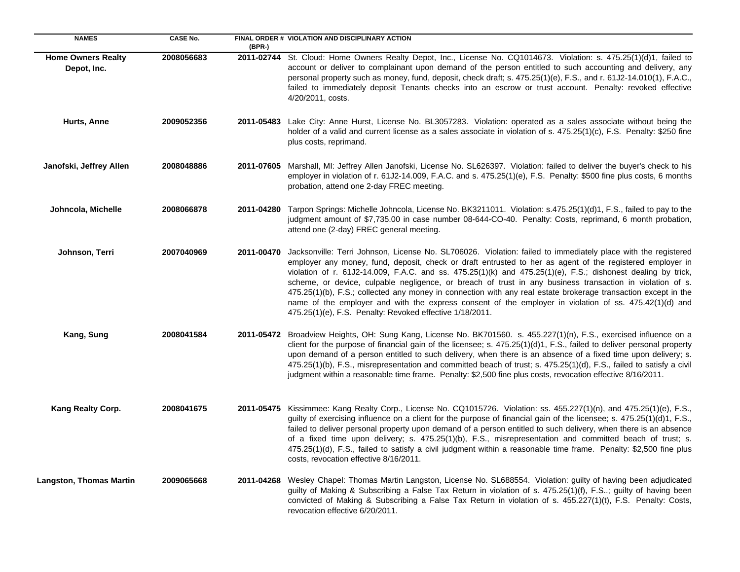| NAMES | CASE No. | FINAL ORDER # (BPR-) | VIOLATION AND DISCIPLINARY ACTION |
|---|---|---|---|
| **Home Owners Realty Depot, Inc.** | **2008056683** | **2011-02744** | St. Cloud: Home Owners Realty Depot, Inc., License No. CQ1014673. Violation: s. 475.25(1)(d)1, failed to account or deliver to complainant upon demand of the person entitled to such accounting and delivery, any personal property such as money, fund, deposit, check draft; s. 475.25(1)(e), F.S., and r. 61J2-14.010(1), F.A.C., failed to immediately deposit Tenants checks into an escrow or trust account. Penalty: revoked effective 4/20/2011, costs. |
| **Hurts, Anne** | **2009052356** | **2011-05483** | Lake City: Anne Hurst, License No. BL3057283. Violation: operated as a sales associate without being the holder of a valid and current license as a sales associate in violation of s. 475.25(1)(c), F.S. Penalty: $250 fine plus costs, reprimand. |
| **Janofski, Jeffrey Allen** | **2008048886** | **2011-07605** | Marshall, MI: Jeffrey Allen Janofski, License No. SL626397. Violation: failed to deliver the buyer's check to his employer in violation of r. 61J2-14.009, F.A.C. and s. 475.25(1)(e), F.S. Penalty: $500 fine plus costs, 6 months probation, attend one 2-day FREC meeting. |
| **Johncola, Michelle** | **2008066878** | **2011-04280** | Tarpon Springs: Michelle Johncola, License No. BK3211011. Violation: s.475.25(1)(d)1, F.S., failed to pay to the judgment amount of $7,735.00 in case number 08-644-CO-40. Penalty: Costs, reprimand, 6 month probation, attend one (2-day) FREC general meeting. |
| **Johnson, Terri** | **2007040969** | **2011-00470** | Jacksonville: Terri Johnson, License No. SL706026. Violation: failed to immediately place with the registered employer any money, fund, deposit, check or draft entrusted to her as agent of the registered employer in violation of r. 61J2-14.009, F.A.C. and ss. 475.25(1)(k) and 475.25(1)(e), F.S.; dishonest dealing by trick, scheme, or device, culpable negligence, or breach of trust in any business transaction in violation of s. 475.25(1)(b), F.S.; collected any money in connection with any real estate brokerage transaction except in the name of the employer and with the express consent of the employer in violation of ss. 475.42(1)(d) and 475.25(1)(e), F.S. Penalty: Revoked effective 1/18/2011. |
| **Kang, Sung** | **2008041584** | **2011-05472** | Broadview Heights, OH: Sung Kang, License No. BK701560. s. 455.227(1)(n), F.S., exercised influence on a client for the purpose of financial gain of the licensee; s. 475.25(1)(d)1, F.S., failed to deliver personal property upon demand of a person entitled to such delivery, when there is an absence of a fixed time upon delivery; s. 475.25(1)(b), F.S., misrepresentation and committed beach of trust; s. 475.25(1)(d), F.S., failed to satisfy a civil judgment within a reasonable time frame. Penalty: $2,500 fine plus costs, revocation effective 8/16/2011. |
| **Kang Realty Corp.** | **2008041675** | **2011-05475** | Kissimmee: Kang Realty Corp., License No. CQ1015726. Violation: ss. 455.227(1)(n), and 475.25(1)(e), F.S., guilty of exercising influence on a client for the purpose of financial gain of the licensee; s. 475.25(1)(d)1, F.S., failed to deliver personal property upon demand of a person entitled to such delivery, when there is an absence of a fixed time upon delivery; s. 475.25(1)(b), F.S., misrepresentation and committed beach of trust; s. 475.25(1)(d), F.S., failed to satisfy a civil judgment within a reasonable time frame. Penalty: $2,500 fine plus costs, revocation effective 8/16/2011. |
| **Langston, Thomas Martin** | **2009065668** | **2011-04268** | Wesley Chapel: Thomas Martin Langston, License No. SL688554. Violation: guilty of having been adjudicated guilty of Making & Subscribing a False Tax Return in violation of s. 475.25(1)(f), F.S..; guilty of having been convicted of Making & Subscribing a False Tax Return in violation of s. 455.227(1)(t), F.S. Penalty: Costs, revocation effective 6/20/2011. |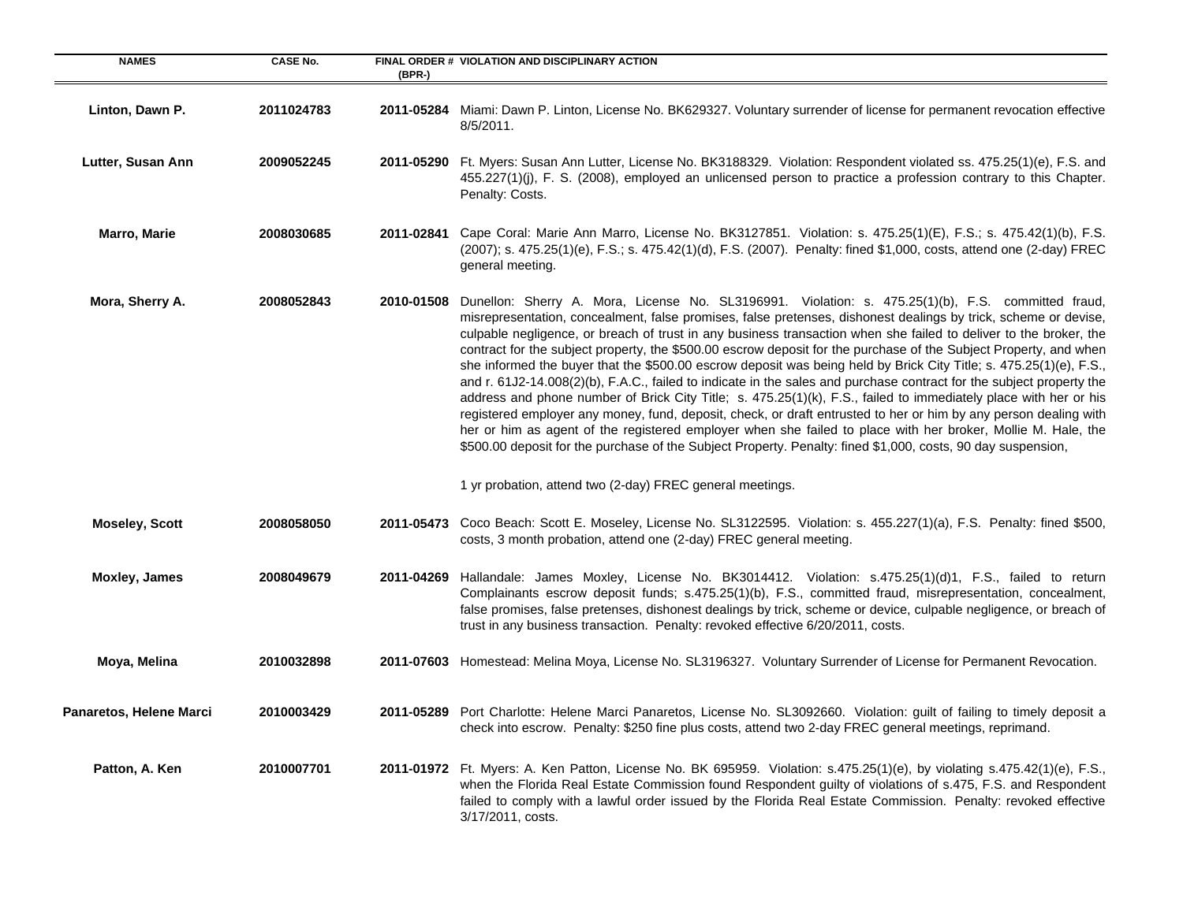| NAMES | CASE No. | FINAL ORDER # (BPR-) | VIOLATION AND DISCIPLINARY ACTION |
|---|---|---|---|
| Linton, Dawn P. | 2011024783 | 2011-05284 | Miami: Dawn P. Linton, License No. BK629327. Voluntary surrender of license for permanent revocation effective 8/5/2011. |
| Lutter, Susan Ann | 2009052245 | 2011-05290 | Ft. Myers: Susan Ann Lutter, License No. BK3188329. Violation: Respondent violated ss. 475.25(1)(e), F.S. and 455.227(1)(j), F. S. (2008), employed an unlicensed person to practice a profession contrary to this Chapter. Penalty: Costs. |
| Marro, Marie | 2008030685 | 2011-02841 | Cape Coral: Marie Ann Marro, License No. BK3127851. Violation: s. 475.25(1)(E), F.S.; s. 475.42(1)(b), F.S. (2007); s. 475.25(1)(e), F.S.; s. 475.42(1)(d), F.S. (2007). Penalty: fined $1,000, costs, attend one (2-day) FREC general meeting. |
| Mora, Sherry A. | 2008052843 | 2010-01508 | Dunellon: Sherry A. Mora, License No. SL3196991. Violation: s. 475.25(1)(b), F.S. committed fraud, misrepresentation, concealment, false promises, false pretenses, dishonest dealings by trick, scheme or devise, culpable negligence, or breach of trust in any business transaction when she failed to deliver to the broker, the contract for the subject property, the $500.00 escrow deposit for the purchase of the Subject Property, and when she informed the buyer that the $500.00 escrow deposit was being held by Brick City Title; s. 475.25(1)(e), F.S., and r. 61J2-14.008(2)(b), F.A.C., failed to indicate in the sales and purchase contract for the subject property the address and phone number of Brick City Title; s. 475.25(1)(k), F.S., failed to immediately place with her or his registered employer any money, fund, deposit, check, or draft entrusted to her or him by any person dealing with her or him as agent of the registered employer when she failed to place with her broker, Mollie M. Hale, the $500.00 deposit for the purchase of the Subject Property. Penalty: fined $1,000, costs, 90 day suspension, 1 yr probation, attend two (2-day) FREC general meetings. |
| Moseley, Scott | 2008058050 | 2011-05473 | Coco Beach: Scott E. Moseley, License No. SL3122595. Violation: s. 455.227(1)(a), F.S. Penalty: fined $500, costs, 3 month probation, attend one (2-day) FREC general meeting. |
| Moxley, James | 2008049679 | 2011-04269 | Hallandale: James Moxley, License No. BK3014412. Violation: s.475.25(1)(d)1, F.S., failed to return Complainants escrow deposit funds; s.475.25(1)(b), F.S., committed fraud, misrepresentation, concealment, false promises, false pretenses, dishonest dealings by trick, scheme or device, culpable negligence, or breach of trust in any business transaction. Penalty: revoked effective 6/20/2011, costs. |
| Moya, Melina | 2010032898 | 2011-07603 | Homestead: Melina Moya, License No. SL3196327. Voluntary Surrender of License for Permanent Revocation. |
| Panaretos, Helene Marci | 2010003429 | 2011-05289 | Port Charlotte: Helene Marci Panaretos, License No. SL3092660. Violation: guilt of failing to timely deposit a check into escrow. Penalty: $250 fine plus costs, attend two 2-day FREC general meetings, reprimand. |
| Patton, A. Ken | 2010007701 | 2011-01972 | Ft. Myers: A. Ken Patton, License No. BK 695959. Violation: s.475.25(1)(e), by violating s.475.42(1)(e), F.S., when the Florida Real Estate Commission found Respondent guilty of violations of s.475, F.S. and Respondent failed to comply with a lawful order issued by the Florida Real Estate Commission. Penalty: revoked effective 3/17/2011, costs. |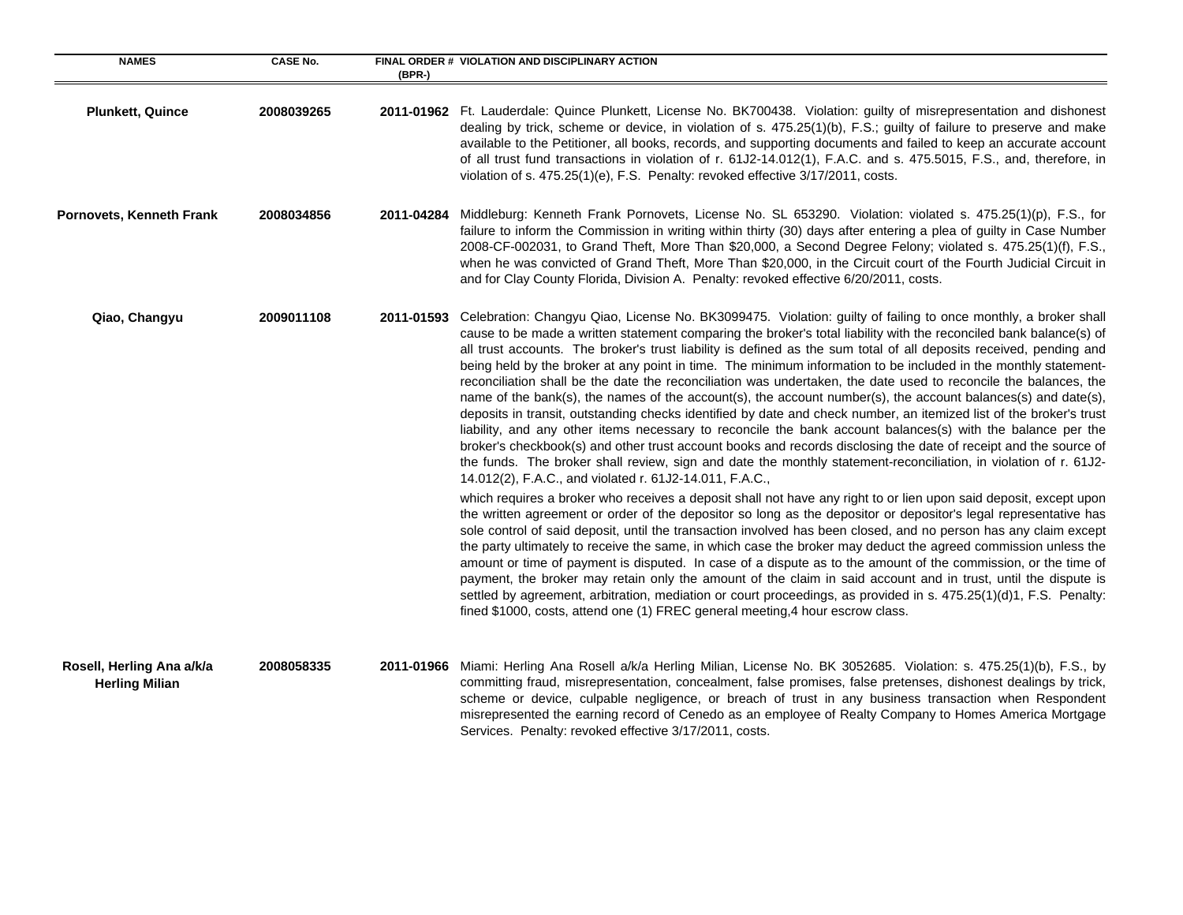| NAMES | CASE No. | FINAL ORDER # (BPR-) | VIOLATION AND DISCIPLINARY ACTION |
|---|---|---|---|
| **Plunkett, Quince** | **2008039265** | **2011-01962** | Ft. Lauderdale: Quince Plunkett, License No. BK700438. Violation: guilty of misrepresentation and dishonest dealing by trick, scheme or device, in violation of s. 475.25(1)(b), F.S.; guilty of failure to preserve and make available to the Petitioner, all books, records, and supporting documents and failed to keep an accurate account of all trust fund transactions in violation of r. 61J2-14.012(1), F.A.C. and s. 475.5015, F.S., and, therefore, in violation of s. 475.25(1)(e), F.S. Penalty: revoked effective 3/17/2011, costs. |
| **Pornovets, Kenneth Frank** | **2008034856** | **2011-04284** | Middleburg: Kenneth Frank Pornovets, License No. SL 653290. Violation: violated s. 475.25(1)(p), F.S., for failure to inform the Commission in writing within thirty (30) days after entering a plea of guilty in Case Number 2008-CF-002031, to Grand Theft, More Than $20,000, a Second Degree Felony; violated s. 475.25(1)(f), F.S., when he was convicted of Grand Theft, More Than $20,000, in the Circuit court of the Fourth Judicial Circuit in and for Clay County Florida, Division A. Penalty: revoked effective 6/20/2011, costs. |
| **Qiao, Changyu** | **2009011108** | **2011-01593** | Celebration: Changyu Qiao, License No. BK3099475. Violation: guilty of failing to once monthly, a broker shall cause to be made a written statement comparing the broker's total liability with the reconciled bank balance(s) of all trust accounts. The broker's trust liability is defined as the sum total of all deposits received, pending and being held by the broker at any point in time. The minimum information to be included in the monthly statement-reconciliation shall be the date the reconciliation was undertaken, the date used to reconcile the balances, the name of the bank(s), the names of the account(s), the account number(s), the account balances(s) and date(s), deposits in transit, outstanding checks identified by date and check number, an itemized list of the broker's trust liability, and any other items necessary to reconcile the bank account balances(s) with the balance per the broker's checkbook(s) and other trust account books and records disclosing the date of receipt and the source of the funds. The broker shall review, sign and date the monthly statement-reconciliation, in violation of r. 61J2-14.012(2), F.A.C., and violated r. 61J2-14.011, F.A.C., which requires a broker who receives a deposit shall not have any right to or lien upon said deposit, except upon the written agreement or order of the depositor so long as the depositor or depositor's legal representative has sole control of said deposit, until the transaction involved has been closed, and no person has any claim except the party ultimately to receive the same, in which case the broker may deduct the agreed commission unless the amount or time of payment is disputed. In case of a dispute as to the amount of the commission, or the time of payment, the broker may retain only the amount of the claim in said account and in trust, until the dispute is settled by agreement, arbitration, mediation or court proceedings, as provided in s. 475.25(1)(d)1, F.S. Penalty: fined $1000, costs, attend one (1) FREC general meeting,4 hour escrow class. |
| **Rosell, Herling Ana a/k/a Herling Milian** | **2008058335** | **2011-01966** | Miami: Herling Ana Rosell a/k/a Herling Milian, License No. BK 3052685. Violation: s. 475.25(1)(b), F.S., by committing fraud, misrepresentation, concealment, false promises, false pretenses, dishonest dealings by trick, scheme or device, culpable negligence, or breach of trust in any business transaction when Respondent misrepresented the earning record of Cenedo as an employee of Realty Company to Homes America Mortgage Services. Penalty: revoked effective 3/17/2011, costs. |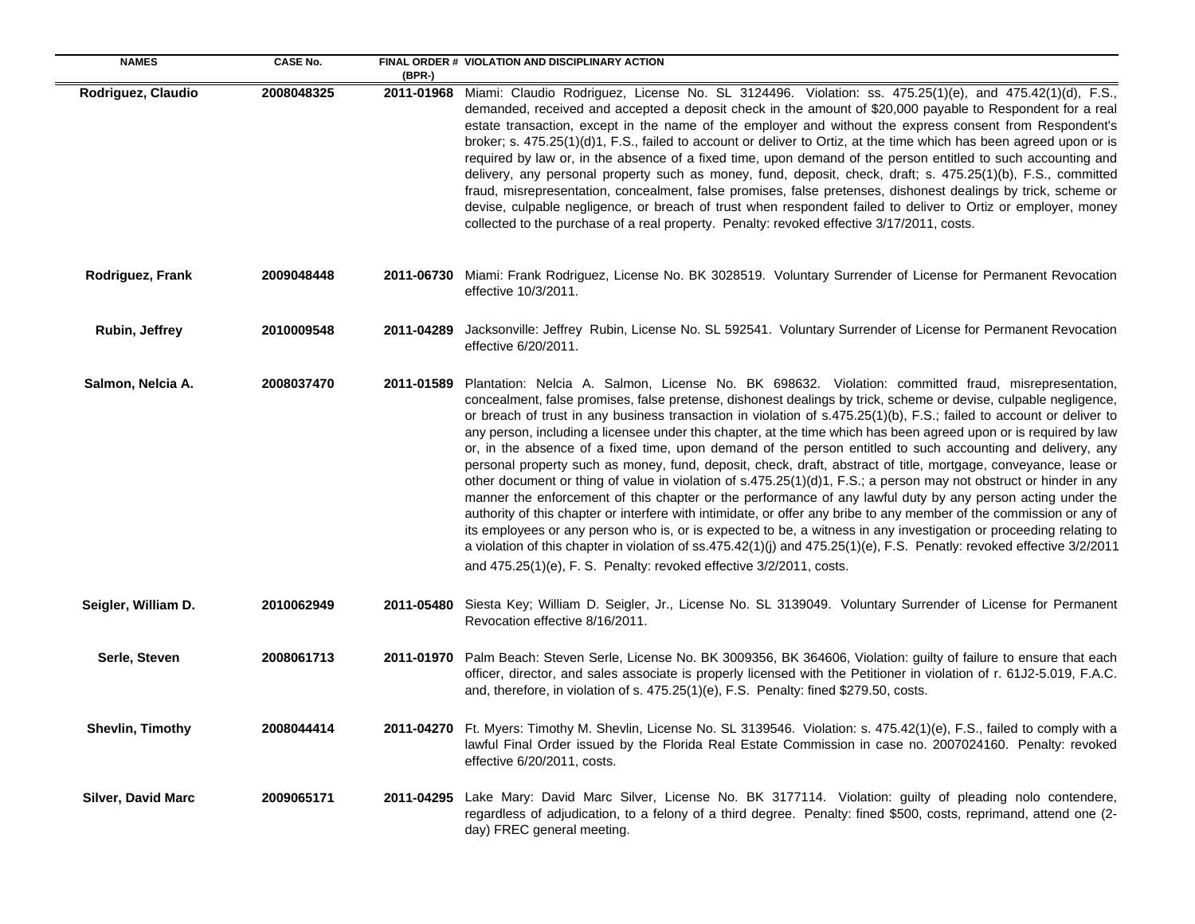| NAMES | CASE No. | FINAL ORDER # (BPR-) | VIOLATION AND DISCIPLINARY ACTION |
|---|---|---|---|
| **Rodriguez, Claudio** | **2008048325** | **2011-01968** | Miami: Claudio Rodriguez, License No. SL 3124496. Violation: ss. 475.25(1)(e), and 475.42(1)(d), F.S., demanded, received and accepted a deposit check in the amount of $20,000 payable to Respondent for a real estate transaction, except in the name of the employer and without the express consent from Respondent's broker; s. 475.25(1)(d)1, F.S., failed to account or deliver to Ortiz, at the time which has been agreed upon or is required by law or, in the absence of a fixed time, upon demand of the person entitled to such accounting and delivery, any personal property such as money, fund, deposit, check, draft; s. 475.25(1)(b), F.S., committed fraud, misrepresentation, concealment, false promises, false pretenses, dishonest dealings by trick, scheme or devise, culpable negligence, or breach of trust when respondent failed to deliver to Ortiz or employer, money collected to the purchase of a real property. Penalty: revoked effective 3/17/2011, costs. |
| **Rodriguez, Frank** | **2009048448** | **2011-06730** | Miami: Frank Rodriguez, License No. BK 3028519. Voluntary Surrender of License for Permanent Revocation effective 10/3/2011. |
| **Rubin, Jeffrey** | **2010009548** | **2011-04289** | Jacksonville: Jeffrey Rubin, License No. SL 592541. Voluntary Surrender of License for Permanent Revocation effective 6/20/2011. |
| **Salmon, Nelcia A.** | **2008037470** | **2011-01589** | Plantation: Nelcia A. Salmon, License No. BK 698632. Violation: committed fraud, misrepresentation, concealment, false promises, false pretense, dishonest dealings by trick, scheme or devise, culpable negligence, or breach of trust in any business transaction in violation of s.475.25(1)(b), F.S.; failed to account or deliver to any person, including a licensee under this chapter, at the time which has been agreed upon or is required by law or, in the absence of a fixed time, upon demand of the person entitled to such accounting and delivery, any personal property such as money, fund, deposit, check, draft, abstract of title, mortgage, conveyance, lease or other document or thing of value in violation of s.475.25(1)(d)1, F.S.; a person may not obstruct or hinder in any manner the enforcement of this chapter or the performance of any lawful duty by any person acting under the authority of this chapter or interfere with intimidate, or offer any bribe to any member of the commission or any of its employees or any person who is, or is expected to be, a witness in any investigation or proceeding relating to a violation of this chapter in violation of ss.475.42(1)(j) and 475.25(1)(e), F.S. Penatly: revoked effective 3/2/2011 and 475.25(1)(e), F. S. Penalty: revoked effective 3/2/2011, costs. |
| **Seigler, William D.** | **2010062949** | **2011-05480** | Siesta Key; William D. Seigler, Jr., License No. SL 3139049. Voluntary Surrender of License for Permanent Revocation effective 8/16/2011. |
| **Serle, Steven** | **2008061713** | **2011-01970** | Palm Beach: Steven Serle, License No. BK 3009356, BK 364606, Violation: guilty of failure to ensure that each officer, director, and sales associate is properly licensed with the Petitioner in violation of r. 61J2-5.019, F.A.C. and, therefore, in violation of s. 475.25(1)(e), F.S. Penalty: fined $279.50, costs. |
| **Shevlin, Timothy** | **2008044414** | **2011-04270** | Ft. Myers: Timothy M. Shevlin, License No. SL 3139546. Violation: s. 475.42(1)(e), F.S., failed to comply with a lawful Final Order issued by the Florida Real Estate Commission in case no. 2007024160. Penalty: revoked effective 6/20/2011, costs. |
| **Silver, David Marc** | **2009065171** | **2011-04295** | Lake Mary: David Marc Silver, License No. BK 3177114. Violation: guilty of pleading nolo contendere, regardless of adjudication, to a felony of a third degree. Penalty: fined $500, costs, reprimand, attend one (2-day) FREC general meeting. |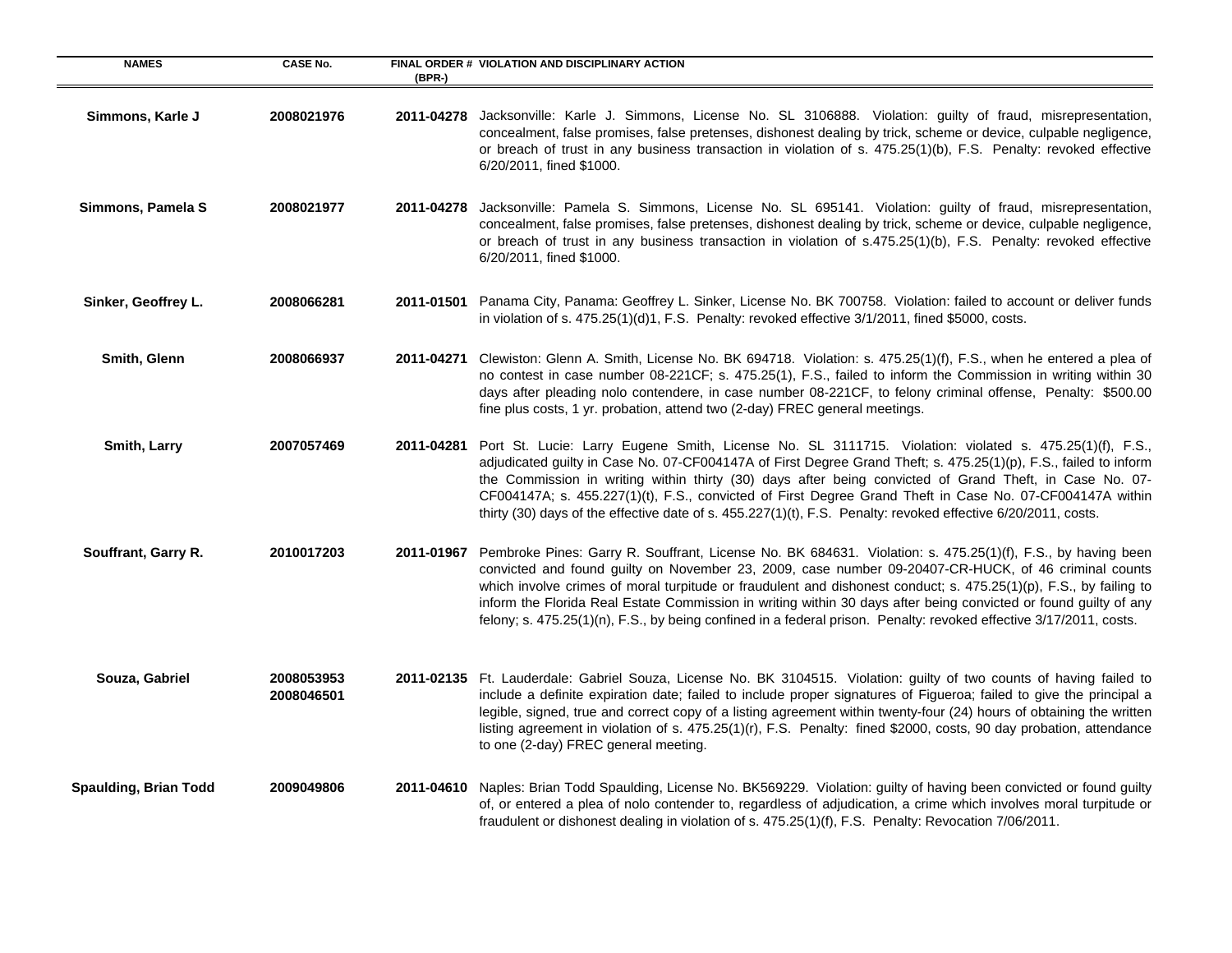| NAMES | CASE No. | FINAL ORDER # (BPR-) | VIOLATION AND DISCIPLINARY ACTION |
|---|---|---|---|
| **Simmons, Karle J** | **2008021976** | **2011-04278** | Jacksonville: Karle J. Simmons, License No. SL 3106888. Violation: guilty of fraud, misrepresentation, concealment, false promises, false pretenses, dishonest dealing by trick, scheme or device, culpable negligence, or breach of trust in any business transaction in violation of s. 475.25(1)(b), F.S. Penalty: revoked effective 6/20/2011, fined $1000. |
| **Simmons, Pamela S** | **2008021977** | **2011-04278** | Jacksonville: Pamela S. Simmons, License No. SL 695141. Violation: guilty of fraud, misrepresentation, concealment, false promises, false pretenses, dishonest dealing by trick, scheme or device, culpable negligence, or breach of trust in any business transaction in violation of s.475.25(1)(b), F.S. Penalty: revoked effective 6/20/2011, fined $1000. |
| **Sinker, Geoffrey L.** | **2008066281** | **2011-01501** | Panama City, Panama: Geoffrey L. Sinker, License No. BK 700758. Violation: failed to account or deliver funds in violation of s. 475.25(1)(d)1, F.S. Penalty: revoked effective 3/1/2011, fined $5000, costs. |
| **Smith, Glenn** | **2008066937** | **2011-04271** | Clewiston: Glenn A. Smith, License No. BK 694718. Violation: s. 475.25(1)(f), F.S., when he entered a plea of no contest in case number 08-221CF; s. 475.25(1), F.S., failed to inform the Commission in writing within 30 days after pleading nolo contendere, in case number 08-221CF, to felony criminal offense, Penalty: $500.00 fine plus costs, 1 yr. probation, attend two (2-day) FREC general meetings. |
| **Smith, Larry** | **2007057469** | **2011-04281** | Port St. Lucie: Larry Eugene Smith, License No. SL 3111715. Violation: violated s. 475.25(1)(f), F.S., adjudicated guilty in Case No. 07-CF004147A of First Degree Grand Theft; s. 475.25(1)(p), F.S., failed to inform the Commission in writing within thirty (30) days after being convicted of Grand Theft, in Case No. 07-CF004147A; s. 455.227(1)(t), F.S., convicted of First Degree Grand Theft in Case No. 07-CF004147A within thirty (30) days of the effective date of s. 455.227(1)(t), F.S. Penalty: revoked effective 6/20/2011, costs. |
| **Souffrant, Garry R.** | **2010017203** | **2011-01967** | Pembroke Pines: Garry R. Souffrant, License No. BK 684631. Violation: s. 475.25(1)(f), F.S., by having been convicted and found guilty on November 23, 2009, case number 09-20407-CR-HUCK, of 46 criminal counts which involve crimes of moral turpitude or fraudulent and dishonest conduct; s. 475.25(1)(p), F.S., by failing to inform the Florida Real Estate Commission in writing within 30 days after being convicted or found guilty of any felony; s. 475.25(1)(n), F.S., by being confined in a federal prison. Penalty: revoked effective 3/17/2011, costs. |
| **Souza, Gabriel** | **2008053953 2008046501** | **2011-02135** | Ft. Lauderdale: Gabriel Souza, License No. BK 3104515. Violation: guilty of two counts of having failed to include a definite expiration date; failed to include proper signatures of Figueroa; failed to give the principal a legible, signed, true and correct copy of a listing agreement within twenty-four (24) hours of obtaining the written listing agreement in violation of s. 475.25(1)(r), F.S. Penalty: fined $2000, costs, 90 day probation, attendance to one (2-day) FREC general meeting. |
| **Spaulding, Brian Todd** | **2009049806** | **2011-04610** | Naples: Brian Todd Spaulding, License No. BK569229. Violation: guilty of having been convicted or found guilty of, or entered a plea of nolo contender to, regardless of adjudication, a crime which involves moral turpitude or fraudulent or dishonest dealing in violation of s. 475.25(1)(f), F.S. Penalty: Revocation 7/06/2011. |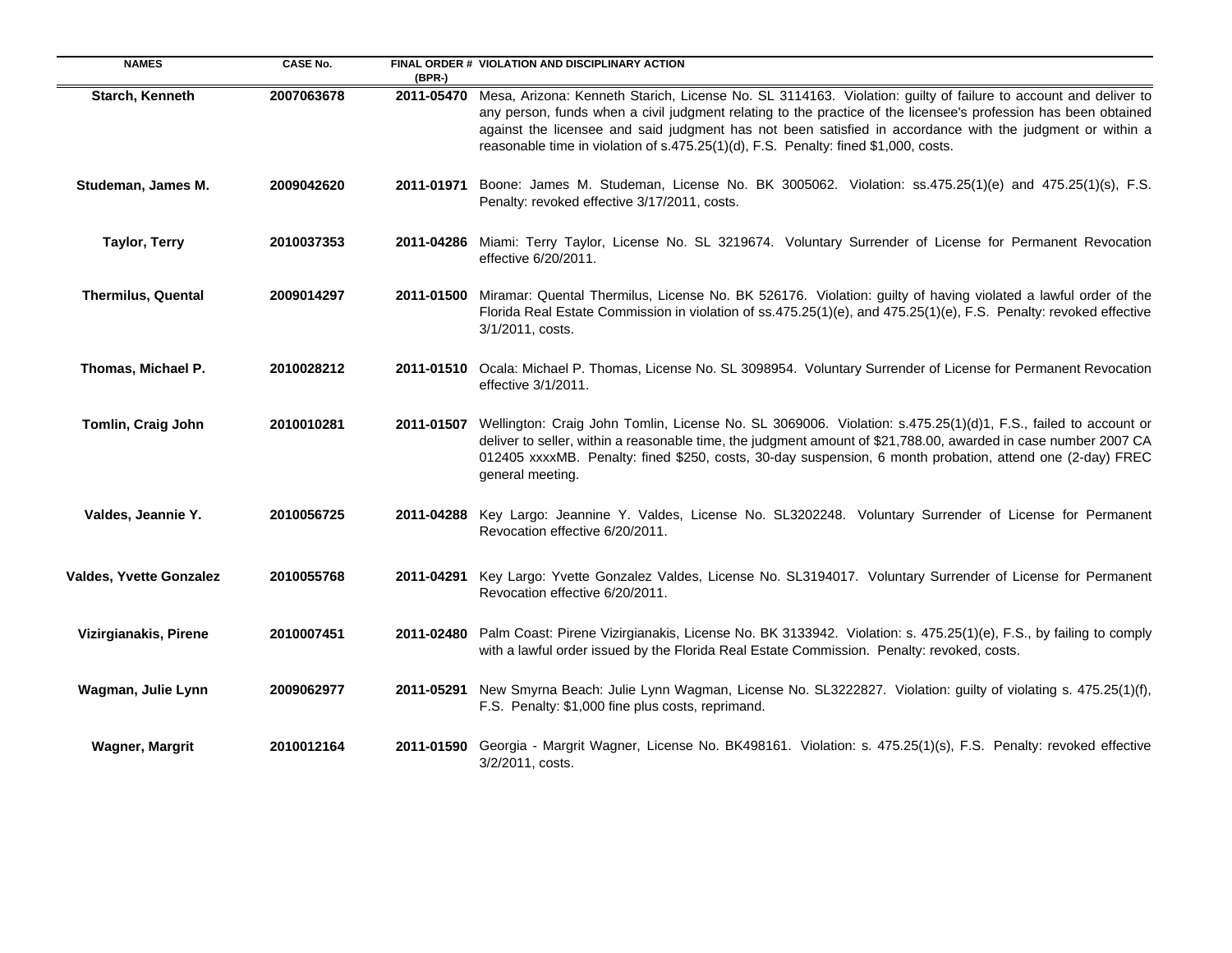| NAMES | CASE No. | FINAL ORDER # (BPR-) | VIOLATION AND DISCIPLINARY ACTION |
|---|---|---|---|
| **Starch, Kenneth** | **2007063678** | **2011-05470** | Mesa, Arizona: Kenneth Starich, License No. SL 3114163. Violation: guilty of failure to account and deliver to any person, funds when a civil judgment relating to the practice of the licensee's profession has been obtained against the licensee and said judgment has not been satisfied in accordance with the judgment or within a reasonable time in violation of s.475.25(1)(d), F.S. Penalty: fined $1,000, costs. |
| **Studeman, James M.** | **2009042620** | **2011-01971** | Boone: James M. Studeman, License No. BK 3005062. Violation: ss.475.25(1)(e) and 475.25(1)(s), F.S. Penalty: revoked effective 3/17/2011, costs. |
| **Taylor, Terry** | **2010037353** | **2011-04286** | Miami: Terry Taylor, License No. SL 3219674. Voluntary Surrender of License for Permanent Revocation effective 6/20/2011. |
| **Thermilus, Quental** | **2009014297** | **2011-01500** | Miramar: Quental Thermilus, License No. BK 526176. Violation: guilty of having violated a lawful order of the Florida Real Estate Commission in violation of ss.475.25(1)(e), and 475.25(1)(e), F.S. Penalty: revoked effective 3/1/2011, costs. |
| **Thomas, Michael P.** | **2010028212** | **2011-01510** | Ocala: Michael P. Thomas, License No. SL 3098954. Voluntary Surrender of License for Permanent Revocation effective 3/1/2011. |
| **Tomlin, Craig John** | **2010010281** | **2011-01507** | Wellington: Craig John Tomlin, License No. SL 3069006. Violation: s.475.25(1)(d)1, F.S., failed to account or deliver to seller, within a reasonable time, the judgment amount of $21,788.00, awarded in case number 2007 CA 012405 xxxxMB. Penalty: fined $250, costs, 30-day suspension, 6 month probation, attend one (2-day) FREC general meeting. |
| **Valdes, Jeannie Y.** | **2010056725** | **2011-04288** | Key Largo: Jeannine Y. Valdes, License No. SL3202248. Voluntary Surrender of License for Permanent Revocation effective 6/20/2011. |
| **Valdes, Yvette Gonzalez** | **2010055768** | **2011-04291** | Key Largo: Yvette Gonzalez Valdes, License No. SL3194017. Voluntary Surrender of License for Permanent Revocation effective 6/20/2011. |
| **Vizirgianakis, Pirene** | **2010007451** | **2011-02480** | Palm Coast: Pirene Vizirgianakis, License No. BK 3133942. Violation: s. 475.25(1)(e), F.S., by failing to comply with a lawful order issued by the Florida Real Estate Commission. Penalty: revoked, costs. |
| **Wagman, Julie Lynn** | **2009062977** | **2011-05291** | New Smyrna Beach: Julie Lynn Wagman, License No. SL3222827. Violation: guilty of violating s. 475.25(1)(f), F.S. Penalty: $1,000 fine plus costs, reprimand. |
| **Wagner, Margrit** | **2010012164** | **2011-01590** | Georgia - Margrit Wagner, License No. BK498161. Violation: s. 475.25(1)(s), F.S. Penalty: revoked effective 3/2/2011, costs. |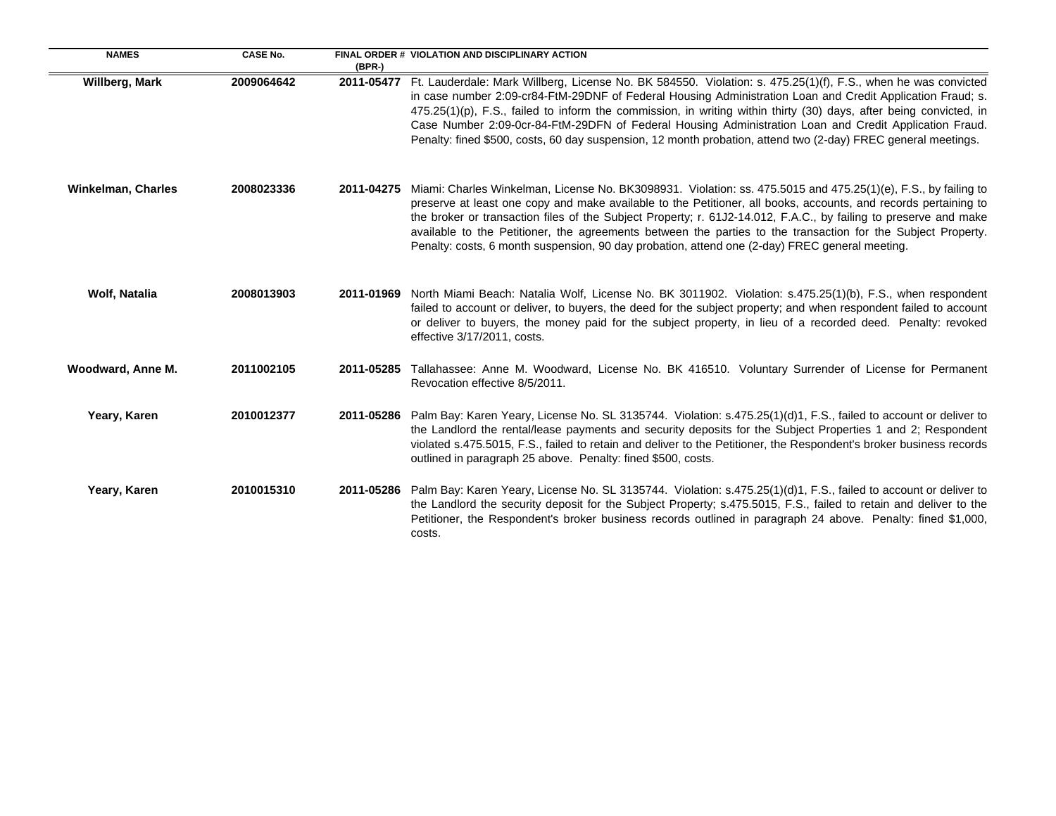| NAMES | CASE No. | FINAL ORDER # (BPR-) | VIOLATION AND DISCIPLINARY ACTION |
|---|---|---|---|
| **Willberg, Mark** | **2009064642** | **2011-05477** | Ft. Lauderdale: Mark Willberg, License No. BK 584550. Violation: s. 475.25(1)(f), F.S., when he was convicted in case number 2:09-cr84-FtM-29DNF of Federal Housing Administration Loan and Credit Application Fraud; s. 475.25(1)(p), F.S., failed to inform the commission, in writing within thirty (30) days, after being convicted, in Case Number 2:09-0cr-84-FtM-29DFN of Federal Housing Administration Loan and Credit Application Fraud. Penalty: fined $500, costs, 60 day suspension, 12 month probation, attend two (2-day) FREC general meetings. |
| **Winkelman, Charles** | **2008023336** | **2011-04275** | Miami: Charles Winkelman, License No. BK3098931. Violation: ss. 475.5015 and 475.25(1)(e), F.S., by failing to preserve at least one copy and make available to the Petitioner, all books, accounts, and records pertaining to the broker or transaction files of the Subject Property; r. 61J2-14.012, F.A.C., by failing to preserve and make available to the Petitioner, the agreements between the parties to the transaction for the Subject Property. Penalty: costs, 6 month suspension, 90 day probation, attend one (2-day) FREC general meeting. |
| **Wolf, Natalia** | **2008013903** | **2011-01969** | North Miami Beach: Natalia Wolf, License No. BK 3011902. Violation: s.475.25(1)(b), F.S., when respondent failed to account or deliver, to buyers, the deed for the subject property; and when respondent failed to account or deliver to buyers, the money paid for the subject property, in lieu of a recorded deed. Penalty: revoked effective 3/17/2011, costs. |
| **Woodward, Anne M.** | **2011002105** | **2011-05285** | Tallahassee: Anne M. Woodward, License No. BK 416510. Voluntary Surrender of License for Permanent Revocation effective 8/5/2011. |
| **Yeary, Karen** | **2010012377** | **2011-05286** | Palm Bay: Karen Yeary, License No. SL 3135744. Violation: s.475.25(1)(d)1, F.S., failed to account or deliver to the Landlord the rental/lease payments and security deposits for the Subject Properties 1 and 2; Respondent violated s.475.5015, F.S., failed to retain and deliver to the Petitioner, the Respondent's broker business records outlined in paragraph 25 above. Penalty: fined $500, costs. |
| **Yeary, Karen** | **2010015310** | **2011-05286** | Palm Bay: Karen Yeary, License No. SL 3135744. Violation: s.475.25(1)(d)1, F.S., failed to account or deliver to the Landlord the security deposit for the Subject Property; s.475.5015, F.S., failed to retain and deliver to the Petitioner, the Respondent's broker business records outlined in paragraph 24 above. Penalty: fined $1,000, costs. |